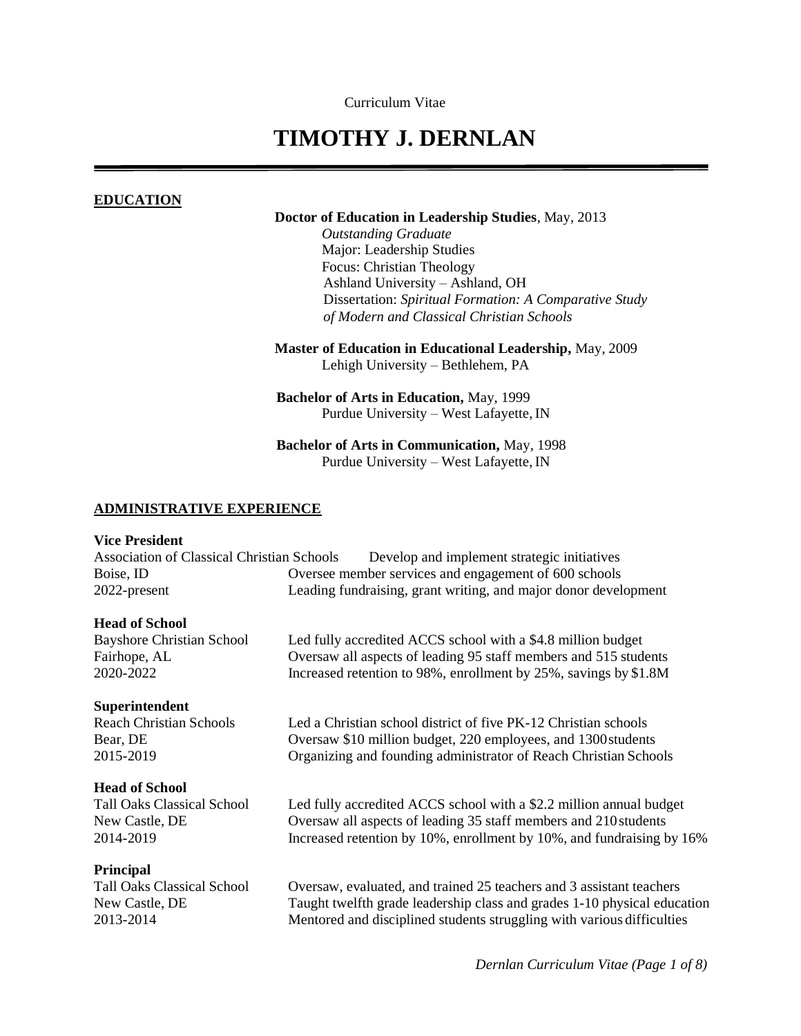Curriculum Vitae

# TIMOTHY J. DERNLAN

## EDUCATION

**Doctor of Education in Leadership Studies**, May, 2013
*Outstanding Graduate*
Major: Leadership Studies
Focus: Christian Theology
Ashland University – Ashland, OH
Dissertation: *Spiritual Formation: A Comparative Study of Modern and Classical Christian Schools*

**Master of Education in Educational Leadership,** May, 2009
Lehigh University – Bethlehem, PA

**Bachelor of Arts in Education,** May, 1999
Purdue University – West Lafayette, IN

**Bachelor of Arts in Communication,** May, 1998
Purdue University – West Lafayette, IN

## ADMINISTRATIVE EXPERIENCE

**Vice President**
Association of Classical Christian Schools
Boise, ID
2022-present

- Develop and implement strategic initiatives
- Oversee member services and engagement of 600 schools
- Leading fundraising, grant writing, and major donor development

**Head of School**
Bayshore Christian School
Fairhope, AL
2020-2022

- Led fully accredited ACCS school with a $4.8 million budget
- Oversaw all aspects of leading 95 staff members and 515 students
- Increased retention to 98%, enrollment by 25%, savings by $1.8M

**Superintendent**
Reach Christian Schools
Bear, DE
2015-2019

- Led a Christian school district of five PK-12 Christian schools
- Oversaw $10 million budget, 220 employees, and 1300 students
- Organizing and founding administrator of Reach Christian Schools

**Head of School**
Tall Oaks Classical School
New Castle, DE
2014-2019

- Led fully accredited ACCS school with a $2.2 million annual budget
- Oversaw all aspects of leading 35 staff members and 210 students
- Increased retention by 10%, enrollment by 10%, and fundraising by 16%

**Principal**
Tall Oaks Classical School
New Castle, DE
2013-2014

- Oversaw, evaluated, and trained 25 teachers and 3 assistant teachers
- Taught twelfth grade leadership class and grades 1-10 physical education
- Mentored and disciplined students struggling with various difficulties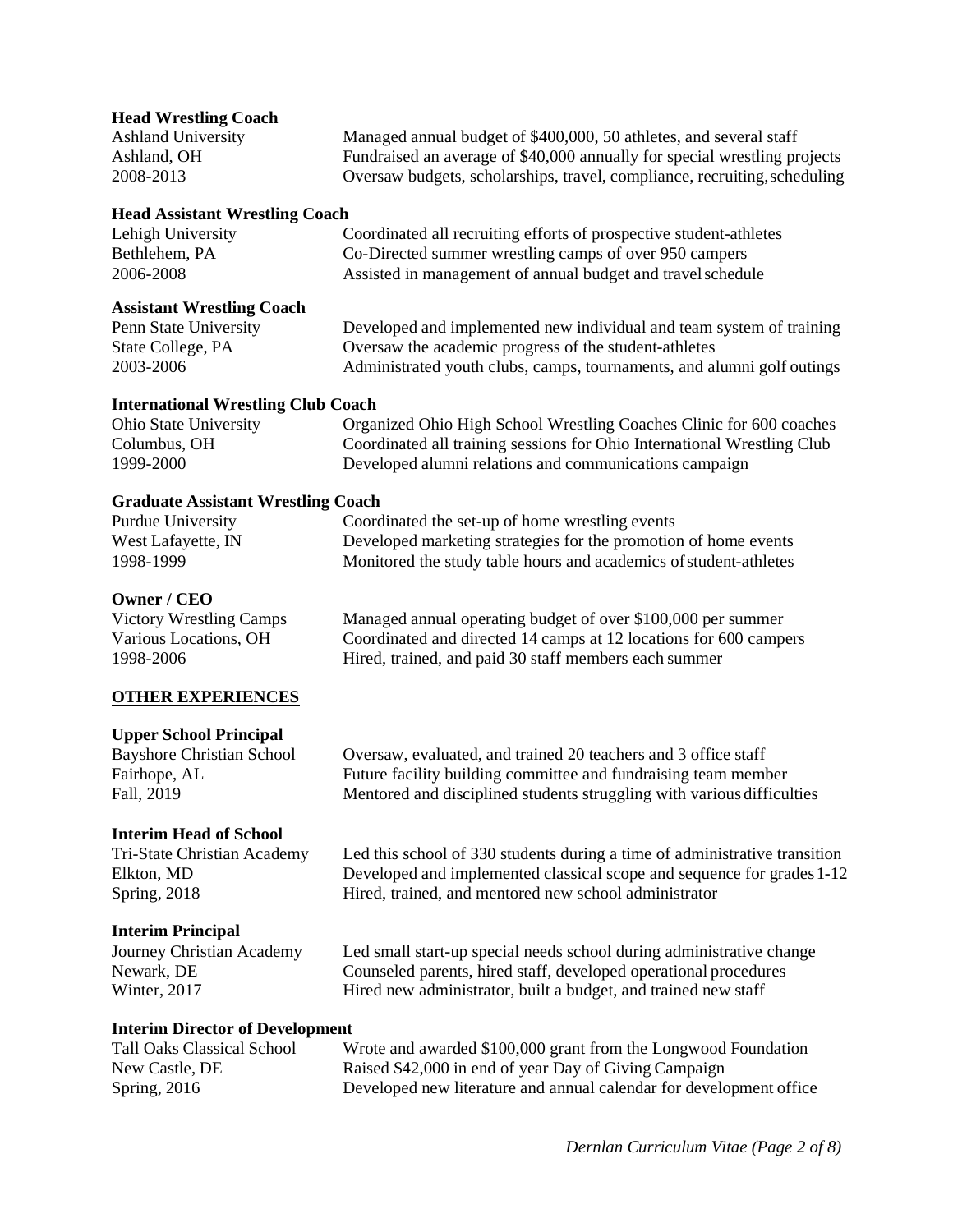**Head Wrestling Coach**

Ashland University
Ashland, OH
2008-2013

Managed annual budget of $400,000, 50 athletes, and several staff
Fundraised an average of $40,000 annually for special wrestling projects
Oversaw budgets, scholarships, travel, compliance, recruiting, scheduling

**Head Assistant Wrestling Coach**

Lehigh University
Bethlehem, PA
2006-2008

Coordinated all recruiting efforts of prospective student-athletes
Co-Directed summer wrestling camps of over 950 campers
Assisted in management of annual budget and travel schedule

**Assistant Wrestling Coach**

Penn State University
State College, PA
2003-2006

Developed and implemented new individual and team system of training
Oversaw the academic progress of the student-athletes
Administrated youth clubs, camps, tournaments, and alumni golf outings

**International Wrestling Club Coach**

Ohio State University
Columbus, OH
1999-2000

Organized Ohio High School Wrestling Coaches Clinic for 600 coaches
Coordinated all training sessions for Ohio International Wrestling Club
Developed alumni relations and communications campaign

**Graduate Assistant Wrestling Coach**

Purdue University
West Lafayette, IN
1998-1999

Coordinated the set-up of home wrestling events
Developed marketing strategies for the promotion of home events
Monitored the study table hours and academics of student-athletes

**Owner / CEO**

Victory Wrestling Camps
Various Locations, OH
1998-2006

Managed annual operating budget of over $100,000 per summer
Coordinated and directed 14 camps at 12 locations for 600 campers
Hired, trained, and paid 30 staff members each summer

## OTHER EXPERIENCES

**Upper School Principal**

Bayshore Christian School
Fairhope, AL
Fall, 2019

Oversaw, evaluated, and trained 20 teachers and 3 office staff
Future facility building committee and fundraising team member
Mentored and disciplined students struggling with various difficulties

**Interim Head of School**

Tri-State Christian Academy
Elkton, MD
Spring, 2018

Led this school of 330 students during a time of administrative transition
Developed and implemented classical scope and sequence for grades 1-12
Hired, trained, and mentored new school administrator

**Interim Principal**

Journey Christian Academy
Newark, DE
Winter, 2017

Led small start-up special needs school during administrative change
Counseled parents, hired staff, developed operational procedures
Hired new administrator, built a budget, and trained new staff

**Interim Director of Development**

Tall Oaks Classical School
New Castle, DE
Spring, 2016

Wrote and awarded $100,000 grant from the Longwood Foundation
Raised $42,000 in end of year Day of Giving Campaign
Developed new literature and annual calendar for development office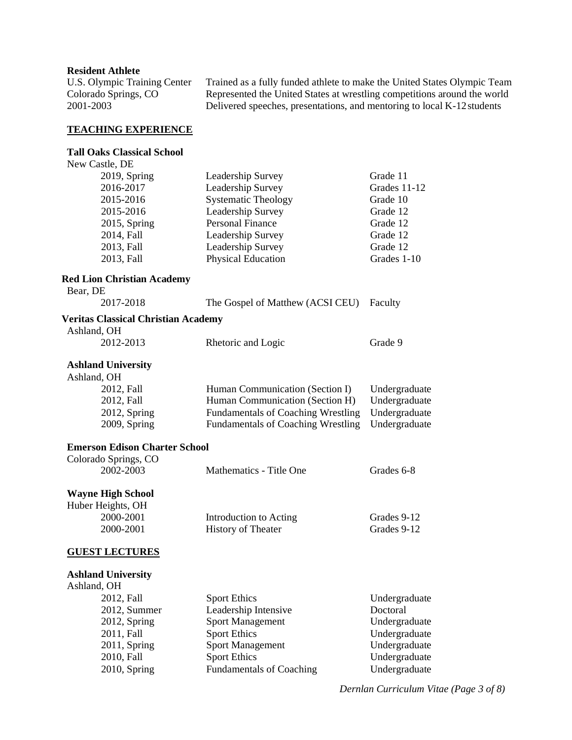**Resident Athlete**

| | |
|---|---|
| U.S. Olympic Training Center | Trained as a fully funded athlete to make the United States Olympic Team |
| Colorado Springs, CO | Represented the United States at wrestling competitions around the world |
| 2001-2003 | Delivered speeches, presentations, and mentoring to local K-12 students |

## TEACHING EXPERIENCE

**Tall Oaks Classical School**
New Castle, DE

| | | |
|---|---|---|
| 2019, Spring | Leadership Survey | Grade 11 |
| 2016-2017 | Leadership Survey | Grades 11-12 |
| 2015-2016 | Systematic Theology | Grade 10 |
| 2015-2016 | Leadership Survey | Grade 12 |
| 2015, Spring | Personal Finance | Grade 12 |
| 2014, Fall | Leadership Survey | Grade 12 |
| 2013, Fall | Leadership Survey | Grade 12 |
| 2013, Fall | Physical Education | Grades 1-10 |

**Red Lion Christian Academy**
Bear, DE

| | | |
|---|---|---|
| 2017-2018 | The Gospel of Matthew (ACSI CEU) | Faculty |

**Veritas Classical Christian Academy**
Ashland, OH

| | | |
|---|---|---|
| 2012-2013 | Rhetoric and Logic | Grade 9 |

**Ashland University**
Ashland, OH

| | | |
|---|---|---|
| 2012, Fall | Human Communication (Section I) | Undergraduate |
| 2012, Fall | Human Communication (Section H) | Undergraduate |
| 2012, Spring | Fundamentals of Coaching Wrestling | Undergraduate |
| 2009, Spring | Fundamentals of Coaching Wrestling | Undergraduate |

**Emerson Edison Charter School**
Colorado Springs, CO

| | | |
|---|---|---|
| 2002-2003 | Mathematics - Title One | Grades 6-8 |

**Wayne High School**
Huber Heights, OH

| | | |
|---|---|---|
| 2000-2001 | Introduction to Acting | Grades 9-12 |
| 2000-2001 | History of Theater | Grades 9-12 |

## GUEST LECTURES

**Ashland University**
Ashland, OH

| | | |
|---|---|---|
| 2012, Fall | Sport Ethics | Undergraduate |
| 2012, Summer | Leadership Intensive | Doctoral |
| 2012, Spring | Sport Management | Undergraduate |
| 2011, Fall | Sport Ethics | Undergraduate |
| 2011, Spring | Sport Management | Undergraduate |
| 2010, Fall | Sport Ethics | Undergraduate |
| 2010, Spring | Fundamentals of Coaching | Undergraduate |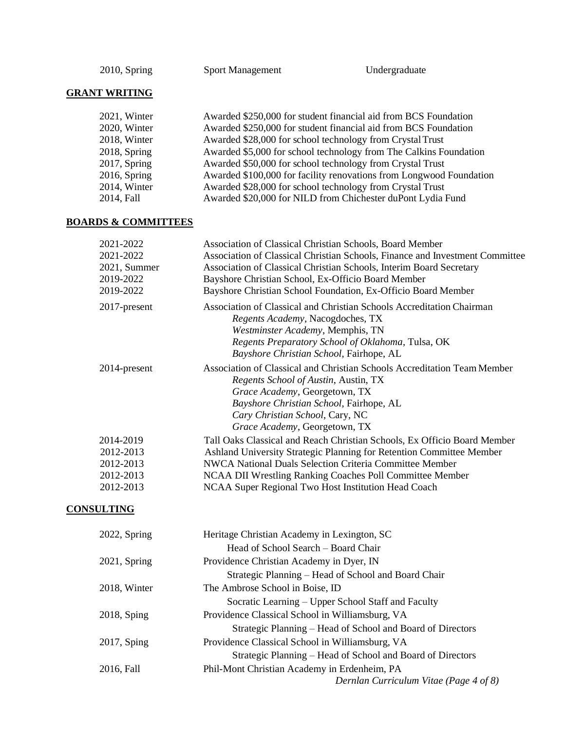| | | |
|---|---|---|
| 2010, Spring | Sport Management | Undergraduate |

## GRANT WRITING

| | |
|---|---|
| 2021, Winter | Awarded $250,000 for student financial aid from BCS Foundation |
| 2020, Winter | Awarded $250,000 for student financial aid from BCS Foundation |
| 2018, Winter | Awarded $28,000 for school technology from Crystal Trust |
| 2018, Spring | Awarded $5,000 for school technology from The Calkins Foundation |
| 2017, Spring | Awarded $50,000 for school technology from Crystal Trust |
| 2016, Spring | Awarded $100,000 for facility renovations from Longwood Foundation |
| 2014, Winter | Awarded $28,000 for school technology from Crystal Trust |
| 2014, Fall | Awarded $20,000 for NILD from Chichester duPont Lydia Fund |

## BOARDS & COMMITTEES

| | |
|---|---|
| 2021-2022 | Association of Classical Christian Schools, Board Member |
| 2021-2022 | Association of Classical Christian Schools, Finance and Investment Committee |
| 2021, Summer | Association of Classical Christian Schools, Interim Board Secretary |
| 2019-2022 | Bayshore Christian School, Ex-Officio Board Member |
| 2019-2022 | Bayshore Christian School Foundation, Ex-Officio Board Member |
| 2017-present | Association of Classical and Christian Schools Accreditation Chairman<br>*Regents Academy*, Nacogdoches, TX<br>*Westminster Academy*, Memphis, TN<br>*Regents Preparatory School of Oklahoma*, Tulsa, OK<br>*Bayshore Christian School*, Fairhope, AL |
| 2014-present | Association of Classical and Christian Schools Accreditation Team Member<br>*Regents School of Austin*, Austin, TX<br>*Grace Academy*, Georgetown, TX<br>*Bayshore Christian School*, Fairhope, AL<br>*Cary Christian School*, Cary, NC<br>*Grace Academy*, Georgetown, TX |
| 2014-2019 | Tall Oaks Classical and Reach Christian Schools, Ex Officio Board Member |
| 2012-2013 | Ashland University Strategic Planning for Retention Committee Member |
| 2012-2013 | NWCA National Duals Selection Criteria Committee Member |
| 2012-2013 | NCAA DII Wrestling Ranking Coaches Poll Committee Member |
| 2012-2013 | NCAA Super Regional Two Host Institution Head Coach |

## CONSULTING

| | |
|---|---|
| 2022, Spring | Heritage Christian Academy in Lexington, SC<br>Head of School Search – Board Chair |
| 2021, Spring | Providence Christian Academy in Dyer, IN<br>Strategic Planning – Head of School and Board Chair |
| 2018, Winter | The Ambrose School in Boise, ID<br>Socratic Learning – Upper School Staff and Faculty |
| 2018, Sping | Providence Classical School in Williamsburg, VA<br>Strategic Planning – Head of School and Board of Directors |
| 2017, Sping | Providence Classical School in Williamsburg, VA<br>Strategic Planning – Head of School and Board of Directors |
| 2016, Fall | Phil-Mont Christian Academy in Erdenheim, PA |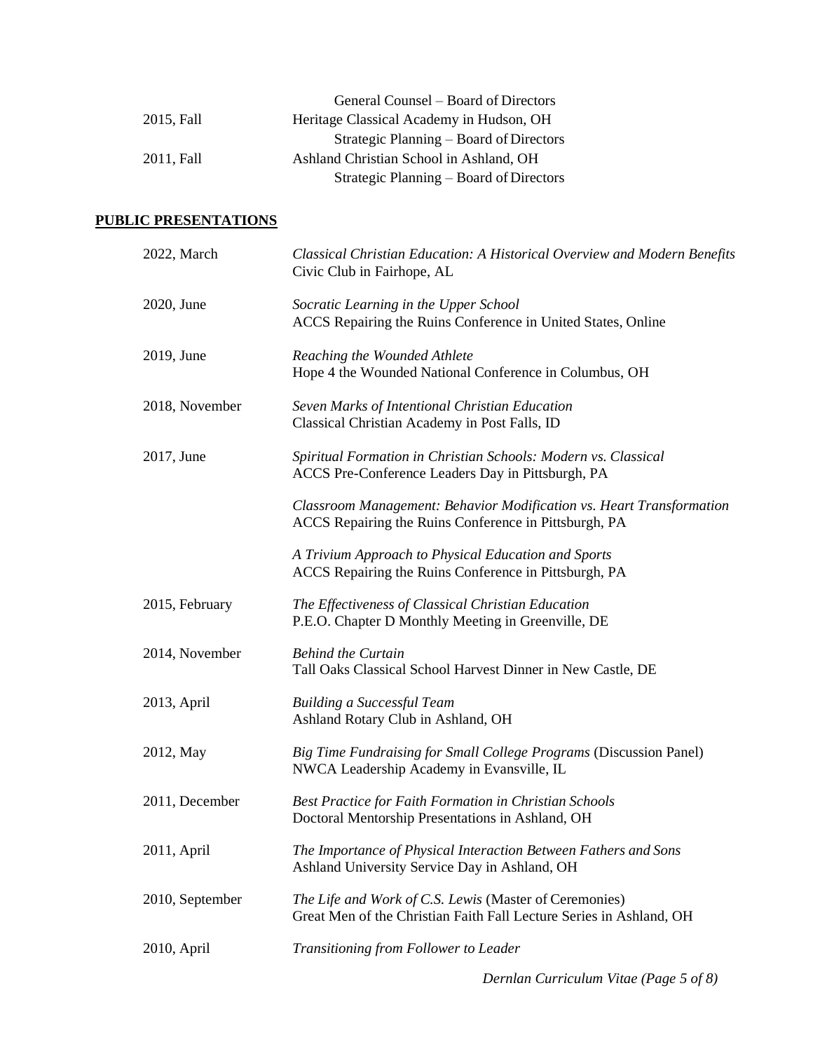General Counsel – Board of Directors

2015, Fall — Heritage Classical Academy in Hudson, OH
Strategic Planning – Board of Directors

2011, Fall — Ashland Christian School in Ashland, OH
Strategic Planning – Board of Directors

## PUBLIC PRESENTATIONS

| | |
|---|---|
| 2022, March | *Classical Christian Education: A Historical Overview and Modern Benefits*<br>Civic Club in Fairhope, AL |
| 2020, June | *Socratic Learning in the Upper School*<br>ACCS Repairing the Ruins Conference in United States, Online |
| 2019, June | *Reaching the Wounded Athlete*<br>Hope 4 the Wounded National Conference in Columbus, OH |
| 2018, November | *Seven Marks of Intentional Christian Education*<br>Classical Christian Academy in Post Falls, ID |
| 2017, June | *Spiritual Formation in Christian Schools: Modern vs. Classical*<br>ACCS Pre-Conference Leaders Day in Pittsburgh, PA |
| | *Classroom Management: Behavior Modification vs. Heart Transformation*<br>ACCS Repairing the Ruins Conference in Pittsburgh, PA |
| | *A Trivium Approach to Physical Education and Sports*<br>ACCS Repairing the Ruins Conference in Pittsburgh, PA |
| 2015, February | *The Effectiveness of Classical Christian Education*<br>P.E.O. Chapter D Monthly Meeting in Greenville, DE |
| 2014, November | *Behind the Curtain*<br>Tall Oaks Classical School Harvest Dinner in New Castle, DE |
| 2013, April | *Building a Successful Team*<br>Ashland Rotary Club in Ashland, OH |
| 2012, May | *Big Time Fundraising for Small College Programs* (Discussion Panel)<br>NWCA Leadership Academy in Evansville, IL |
| 2011, December | *Best Practice for Faith Formation in Christian Schools*<br>Doctoral Mentorship Presentations in Ashland, OH |
| 2011, April | *The Importance of Physical Interaction Between Fathers and Sons*<br>Ashland University Service Day in Ashland, OH |
| 2010, September | *The Life and Work of C.S. Lewis* (Master of Ceremonies)<br>Great Men of the Christian Faith Fall Lecture Series in Ashland, OH |
| 2010, April | *Transitioning from Follower to Leader* |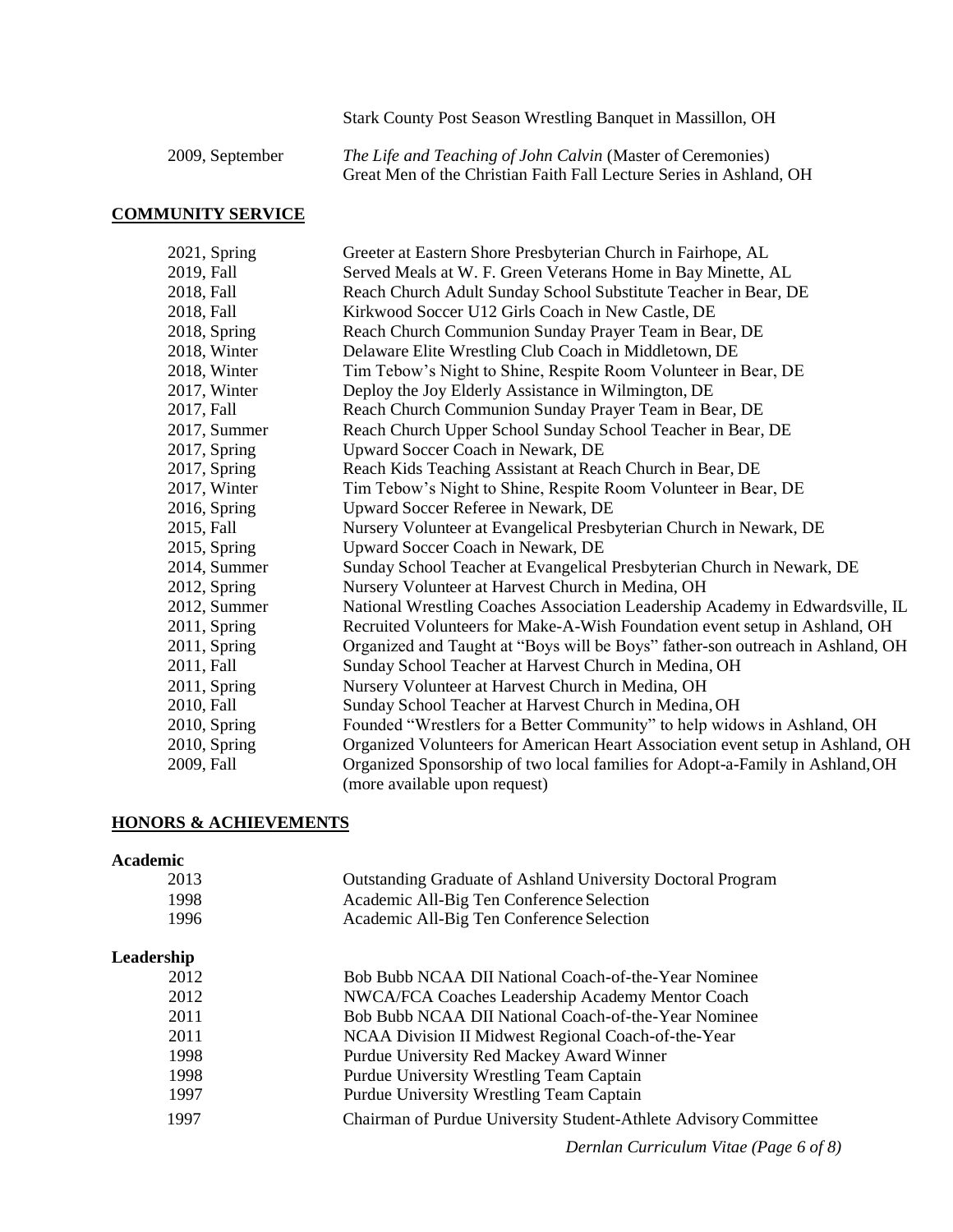| | |
|---|---|
| | Stark County Post Season Wrestling Banquet in Massillon, OH |
| 2009, September | *The Life and Teaching of John Calvin* (Master of Ceremonies) Great Men of the Christian Faith Fall Lecture Series in Ashland, OH |

## COMMUNITY SERVICE

| | |
|---|---|
| 2021, Spring | Greeter at Eastern Shore Presbyterian Church in Fairhope, AL |
| 2019, Fall | Served Meals at W. F. Green Veterans Home in Bay Minette, AL |
| 2018, Fall | Reach Church Adult Sunday School Substitute Teacher in Bear, DE |
| 2018, Fall | Kirkwood Soccer U12 Girls Coach in New Castle, DE |
| 2018, Spring | Reach Church Communion Sunday Prayer Team in Bear, DE |
| 2018, Winter | Delaware Elite Wrestling Club Coach in Middletown, DE |
| 2018, Winter | Tim Tebow's Night to Shine, Respite Room Volunteer in Bear, DE |
| 2017, Winter | Deploy the Joy Elderly Assistance in Wilmington, DE |
| 2017, Fall | Reach Church Communion Sunday Prayer Team in Bear, DE |
| 2017, Summer | Reach Church Upper School Sunday School Teacher in Bear, DE |
| 2017, Spring | Upward Soccer Coach in Newark, DE |
| 2017, Spring | Reach Kids Teaching Assistant at Reach Church in Bear, DE |
| 2017, Winter | Tim Tebow's Night to Shine, Respite Room Volunteer in Bear, DE |
| 2016, Spring | Upward Soccer Referee in Newark, DE |
| 2015, Fall | Nursery Volunteer at Evangelical Presbyterian Church in Newark, DE |
| 2015, Spring | Upward Soccer Coach in Newark, DE |
| 2014, Summer | Sunday School Teacher at Evangelical Presbyterian Church in Newark, DE |
| 2012, Spring | Nursery Volunteer at Harvest Church in Medina, OH |
| 2012, Summer | National Wrestling Coaches Association Leadership Academy in Edwardsville, IL |
| 2011, Spring | Recruited Volunteers for Make-A-Wish Foundation event setup in Ashland, OH |
| 2011, Spring | Organized and Taught at "Boys will be Boys" father-son outreach in Ashland, OH |
| 2011, Fall | Sunday School Teacher at Harvest Church in Medina, OH |
| 2011, Spring | Nursery Volunteer at Harvest Church in Medina, OH |
| 2010, Fall | Sunday School Teacher at Harvest Church in Medina, OH |
| 2010, Spring | Founded "Wrestlers for a Better Community" to help widows in Ashland, OH |
| 2010, Spring | Organized Volunteers for American Heart Association event setup in Ashland, OH |
| 2009, Fall | Organized Sponsorship of two local families for Adopt-a-Family in Ashland, OH (more available upon request) |

## HONORS & ACHIEVEMENTS

**Academic**

| | |
|---|---|
| 2013 | Outstanding Graduate of Ashland University Doctoral Program |
| 1998 | Academic All-Big Ten Conference Selection |
| 1996 | Academic All-Big Ten Conference Selection |

**Leadership**

| | |
|---|---|
| 2012 | Bob Bubb NCAA DII National Coach-of-the-Year Nominee |
| 2012 | NWCA/FCA Coaches Leadership Academy Mentor Coach |
| 2011 | Bob Bubb NCAA DII National Coach-of-the-Year Nominee |
| 2011 | NCAA Division II Midwest Regional Coach-of-the-Year |
| 1998 | Purdue University Red Mackey Award Winner |
| 1998 | Purdue University Wrestling Team Captain |
| 1997 | Purdue University Wrestling Team Captain |
| 1997 | Chairman of Purdue University Student-Athlete Advisory Committee |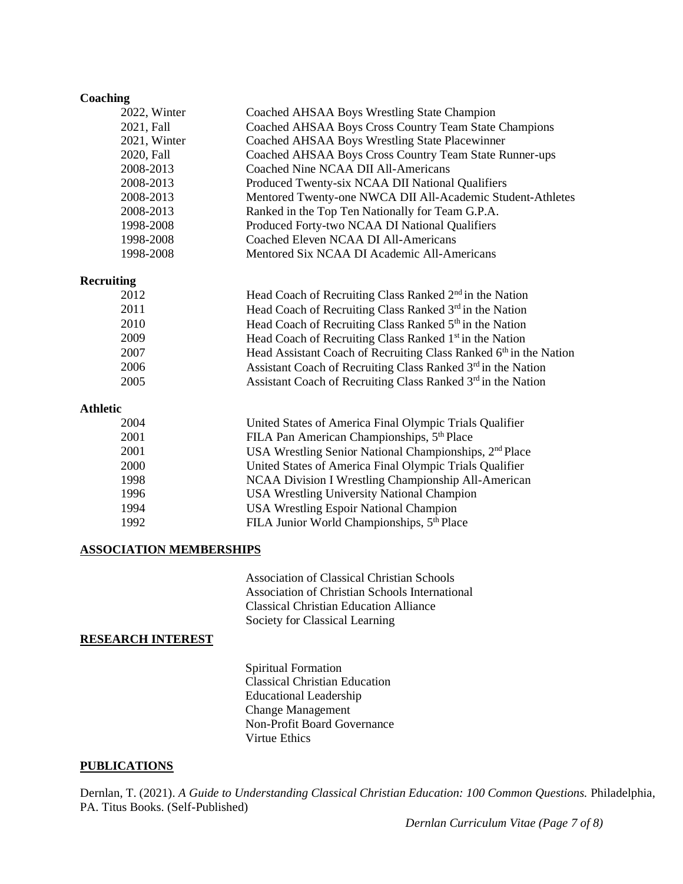### Coaching

| | |
|---|---|
| 2022, Winter | Coached AHSAA Boys Wrestling State Champion |
| 2021, Fall | Coached AHSAA Boys Cross Country Team State Champions |
| 2021, Winter | Coached AHSAA Boys Wrestling State Placewinner |
| 2020, Fall | Coached AHSAA Boys Cross Country Team State Runner-ups |
| 2008-2013 | Coached Nine NCAA DII All-Americans |
| 2008-2013 | Produced Twenty-six NCAA DII National Qualifiers |
| 2008-2013 | Mentored Twenty-one NWCA DII All-Academic Student-Athletes |
| 2008-2013 | Ranked in the Top Ten Nationally for Team G.P.A. |
| 1998-2008 | Produced Forty-two NCAA DI National Qualifiers |
| 1998-2008 | Coached Eleven NCAA DI All-Americans |
| 1998-2008 | Mentored Six NCAA DI Academic All-Americans |

### Recruiting

| | |
|---|---|
| 2012 | Head Coach of Recruiting Class Ranked 2nd in the Nation |
| 2011 | Head Coach of Recruiting Class Ranked 3rd in the Nation |
| 2010 | Head Coach of Recruiting Class Ranked 5th in the Nation |
| 2009 | Head Coach of Recruiting Class Ranked 1st in the Nation |
| 2007 | Head Assistant Coach of Recruiting Class Ranked 6th in the Nation |
| 2006 | Assistant Coach of Recruiting Class Ranked 3rd in the Nation |
| 2005 | Assistant Coach of Recruiting Class Ranked 3rd in the Nation |

### Athletic

| | |
|---|---|
| 2004 | United States of America Final Olympic Trials Qualifier |
| 2001 | FILA Pan American Championships, 5th Place |
| 2001 | USA Wrestling Senior National Championships, 2nd Place |
| 2000 | United States of America Final Olympic Trials Qualifier |
| 1998 | NCAA Division I Wrestling Championship All-American |
| 1996 | USA Wrestling University National Champion |
| 1994 | USA Wrestling Espoir National Champion |
| 1992 | FILA Junior World Championships, 5th Place |

## ASSOCIATION MEMBERSHIPS

Association of Classical Christian Schools
Association of Christian Schools International
Classical Christian Education Alliance
Society for Classical Learning

## RESEARCH INTEREST

Spiritual Formation
Classical Christian Education
Educational Leadership
Change Management
Non-Profit Board Governance
Virtue Ethics

## PUBLICATIONS

Dernlan, T. (2021). *A Guide to Understanding Classical Christian Education: 100 Common Questions.* Philadelphia, PA. Titus Books. (Self-Published)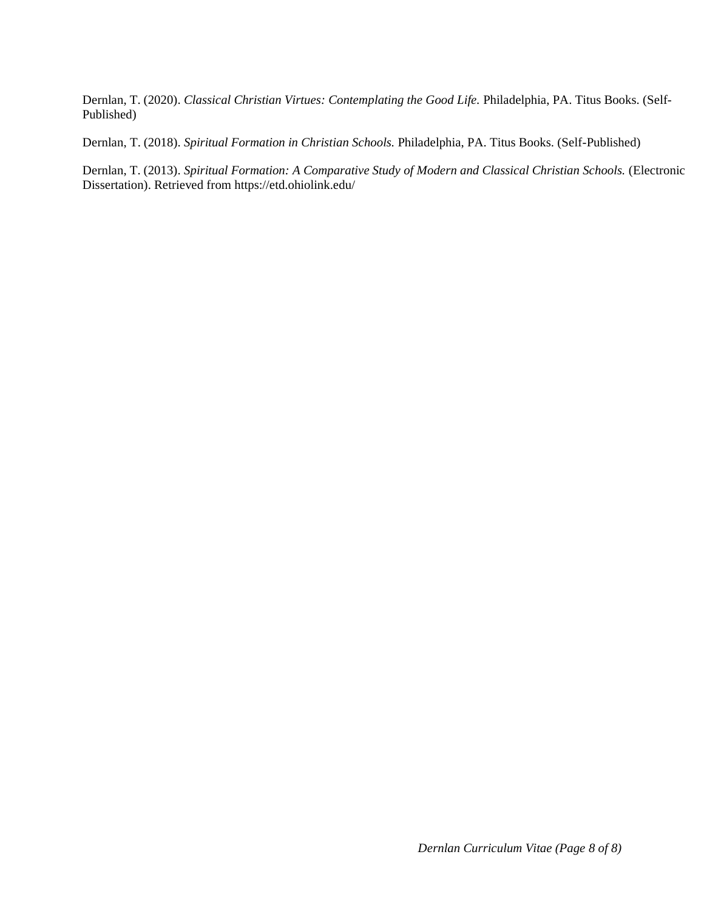Dernlan, T. (2020). *Classical Christian Virtues: Contemplating the Good Life.* Philadelphia, PA. Titus Books. (Self-Published)

Dernlan, T. (2018). *Spiritual Formation in Christian Schools.* Philadelphia, PA. Titus Books. (Self-Published)

Dernlan, T. (2013). *Spiritual Formation: A Comparative Study of Modern and Classical Christian Schools.* (Electronic Dissertation). Retrieved from https://etd.ohiolink.edu/